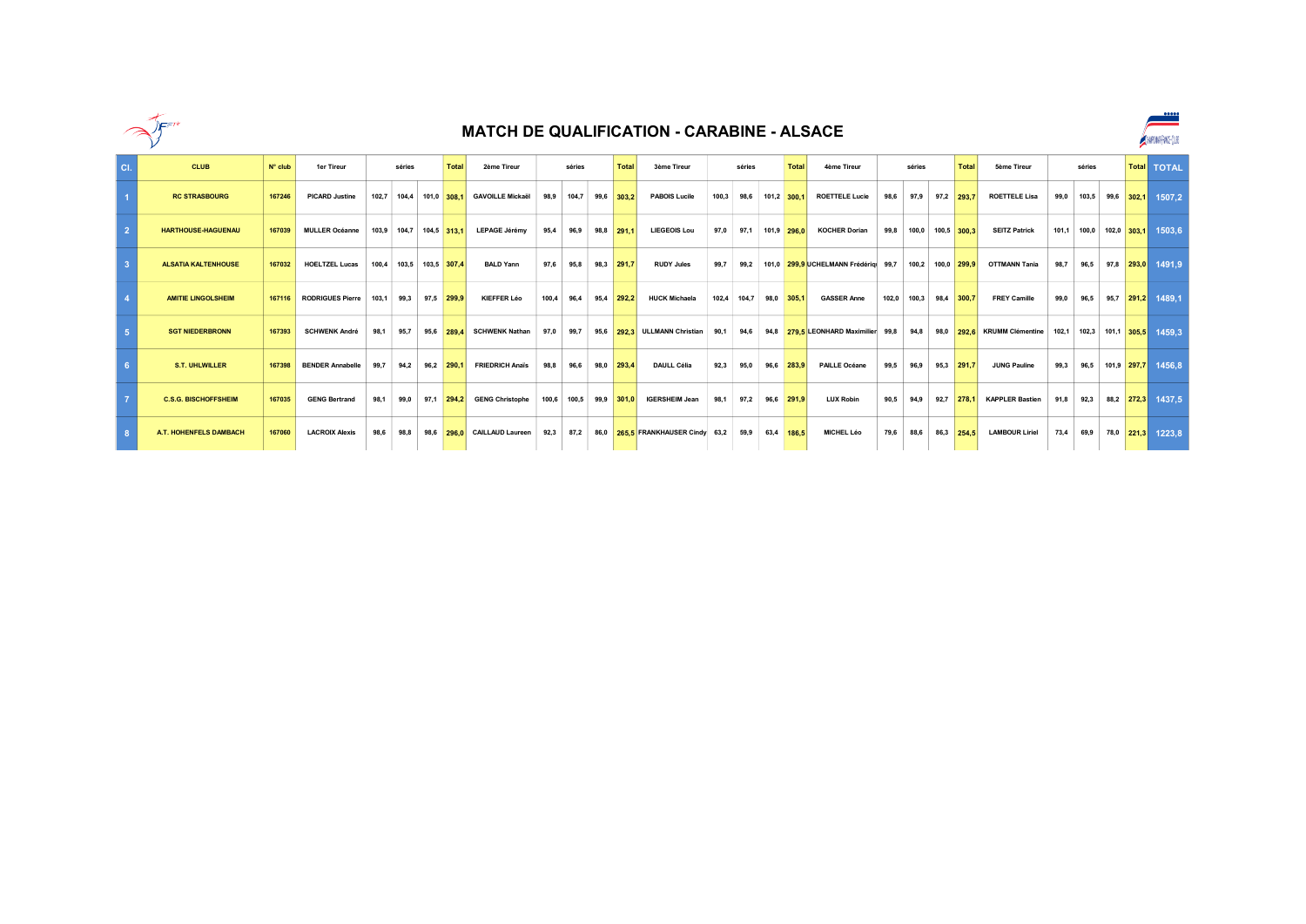# MATCH DE QUALIFICATION - CARABINE - ALSACE

| Cl. | CLUB | N° club | 1er Tireur | séries | | | Total | 2ème Tireur | séries | | | Total | 3ème Tireur | séries | | | Total | 4ème Tireur | séries | | | Total | 5ème Tireur | séries | | | Total | TOTAL |
|---|---|---|---|---|---|---|---|---|---|---|---|---|---|---|---|---|---|---|---|---|---|---|---|---|---|---|---|---|
| 1 | RC STRASBOURG | 167246 | PICARD Justine | 102,7 | 104,4 | 101,0 | 308,1 | GAVOILLE Mickaël | 98,9 | 104,7 | 99,6 | 303,2 | PABOIS Lucile | 100,3 | 98,6 | 101,2 | 300,1 | ROETTELE Lucie | 98,6 | 97,9 | 97,2 | 293,7 | ROETTELE Lisa | 99,0 | 103,5 | 99,6 | 302,1 | 1507,2 |
| 2 | HARTHOUSE-HAGUENAU | 167039 | MULLER Océanne | 103,9 | 104,7 | 104,5 | 313,1 | LEPAGE Jérémy | 95,4 | 96,9 | 98,8 | 291,1 | LIEGEOIS Lou | 97,0 | 97,1 | 101,9 | 296,0 | KOCHER Dorian | 99,8 | 100,0 | 100,5 | 300,3 | SEITZ Patrick | 101,1 | 100,0 | 102,0 | 303,1 | 1503,6 |
| 3 | ALSATIA KALTENHOUSE | 167032 | HOELTZEL Lucas | 100,4 | 103,5 | 103,5 | 307,4 | BALD Yann | 97,6 | 95,8 | 98,3 | 291,7 | RUDY Jules | 99,7 | 99,2 | 101,0 | 299,9 | UCHELMANN Frédéric | 99,7 | 100,2 | 100,0 | 299,9 | OTTMANN Tania | 98,7 | 96,5 | 97,8 | 293,0 | 1491,9 |
| 4 | AMITIE LINGOLSHEIM | 167116 | RODRIGUES Pierre | 103,1 | 99,3 | 97,5 | 299,9 | KIEFFER Léo | 100,4 | 96,4 | 95,4 | 292,2 | HUCK Michaela | 102,4 | 104,7 | 98,0 | 305,1 | GASSER Anne | 102,0 | 100,3 | 98,4 | 300,7 | FREY Camille | 99,0 | 96,5 | 95,7 | 291,2 | 1489,1 |
| 5 | SGT NIEDERBRONN | 167393 | SCHWENK André | 98,1 | 95,7 | 95,6 | 289,4 | SCHWENK Nathan | 97,0 | 99,7 | 95,6 | 292,3 | ULLMANN Christian | 90,1 | 94,6 | 94,8 | 279,5 | LEONHARD Maximilien | 99,8 | 94,8 | 98,0 | 292,6 | KRUMM Clémentine | 102,1 | 102,3 | 101,1 | 305,5 | 1459,3 |
| 6 | S.T. UHLWILLER | 167398 | BENDER Annabelle | 99,7 | 94,2 | 96,2 | 290,1 | FRIEDRICH Anaïs | 98,8 | 96,6 | 98,0 | 293,4 | DAULL Célia | 92,3 | 95,0 | 96,6 | 283,9 | PAILLE Océane | 99,5 | 96,9 | 95,3 | 291,7 | JUNG Pauline | 99,3 | 96,5 | 101,9 | 297,7 | 1456,8 |
| 7 | C.S.G. BISCHOFFSHEIM | 167035 | GENG Bertrand | 98,1 | 99,0 | 97,1 | 294,2 | GENG Christophe | 100,6 | 100,5 | 99,9 | 301,0 | IGERSHEIM Jean | 98,1 | 97,2 | 96,6 | 291,9 | LUX Robin | 90,5 | 94,9 | 92,7 | 278,1 | KAPPLER Bastien | 91,8 | 92,3 | 88,2 | 272,3 | 1437,5 |
| 8 | A.T. HOHENFELS DAMBACH | 167060 | LACROIX Alexis | 98,6 | 98,8 | 98,6 | 296,0 | CAILLAUD Laureen | 92,3 | 87,2 | 86,0 | 265,5 | FRANKHAUSER Cindy | 63,2 | 59,9 | 63,4 | 186,5 | MICHEL Léo | 79,6 | 88,6 | 86,3 | 254,5 | LAMBOUR Liriel | 73,4 | 69,9 | 78,0 | 221,3 | 1223,8 |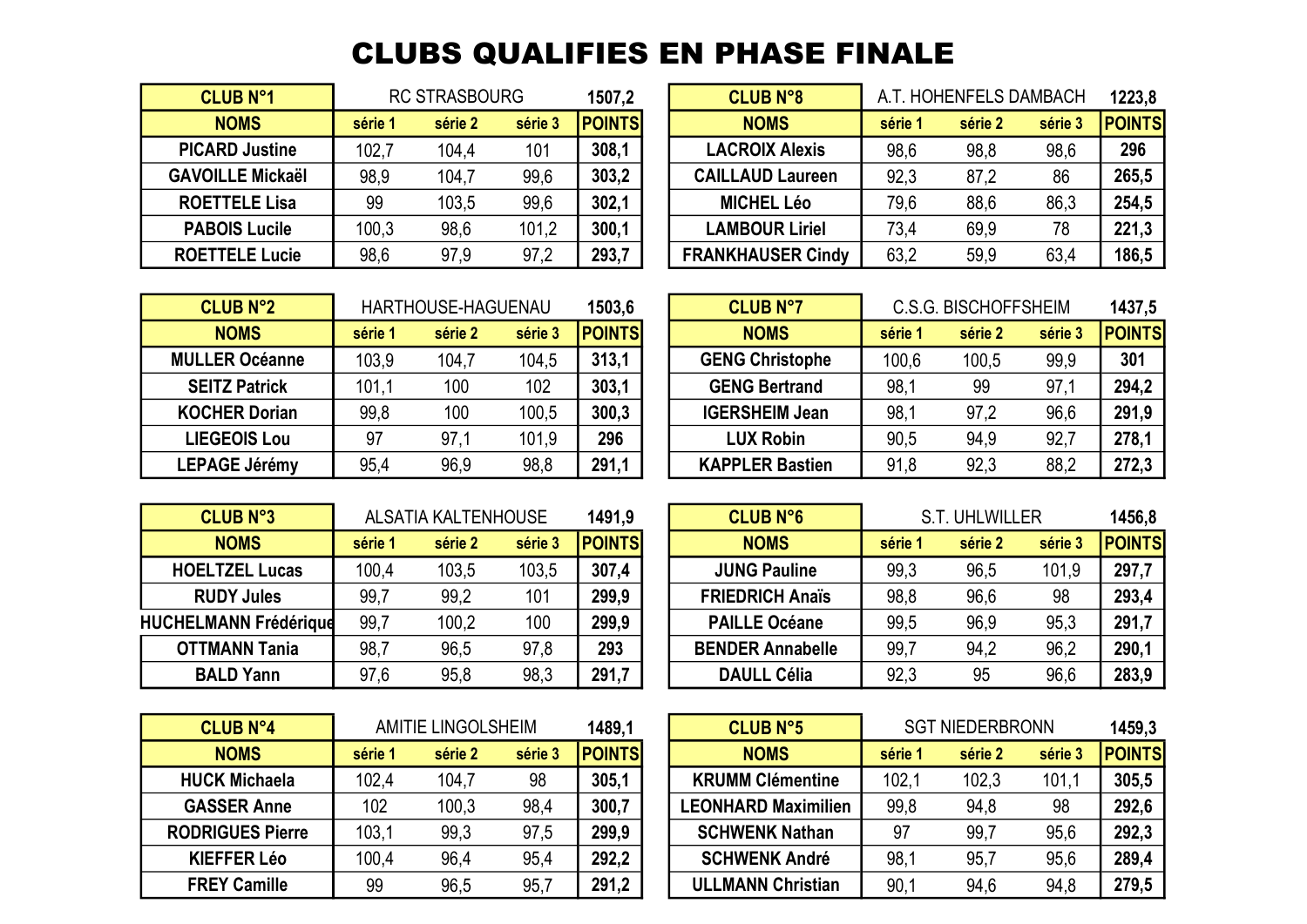# CLUBS QUALIFIES EN PHASE FINALE

| CLUB N°1 | RC STRASBOURG | | | 1507,2 |
|---|---|---|---|---|
| NOMS | série 1 | série 2 | série 3 | POINTS |
| PICARD Justine | 102,7 | 104,4 | 101 | 308,1 |
| GAVOILLE Mickaël | 98,9 | 104,7 | 99,6 | 303,2 |
| ROETTELE Lisa | 99 | 103,5 | 99,6 | 302,1 |
| PABOIS Lucile | 100,3 | 98,6 | 101,2 | 300,1 |
| ROETTELE Lucie | 98,6 | 97,9 | 97,2 | 293,7 |

| CLUB N°2 | HARTHOUSE-HAGUENAU | | | 1503,6 |
|---|---|---|---|---|
| NOMS | série 1 | série 2 | série 3 | POINTS |
| MULLER Océanne | 103,9 | 104,7 | 104,5 | 313,1 |
| SEITZ Patrick | 101,1 | 100 | 102 | 303,1 |
| KOCHER Dorian | 99,8 | 100 | 100,5 | 300,3 |
| LIEGEOIS Lou | 97 | 97,1 | 101,9 | 296 |
| LEPAGE Jérémy | 95,4 | 96,9 | 98,8 | 291,1 |

| CLUB N°3 | ALSATIA KALTENHOUSE | | | 1491,9 |
|---|---|---|---|---|
| NOMS | série 1 | série 2 | série 3 | POINTS |
| HOELTZEL Lucas | 100,4 | 103,5 | 103,5 | 307,4 |
| RUDY Jules | 99,7 | 99,2 | 101 | 299,9 |
| HUCHELMANN Frédérique | 99,7 | 100,2 | 100 | 299,9 |
| OTTMANN Tania | 98,7 | 96,5 | 97,8 | 293 |
| BALD Yann | 97,6 | 95,8 | 98,3 | 291,7 |

| CLUB N°4 | AMITIE LINGOLSHEIM | | | 1489,1 |
|---|---|---|---|---|
| NOMS | série 1 | série 2 | série 3 | POINTS |
| HUCK Michaela | 102,4 | 104,7 | 98 | 305,1 |
| GASSER Anne | 102 | 100,3 | 98,4 | 300,7 |
| RODRIGUES Pierre | 103,1 | 99,3 | 97,5 | 299,9 |
| KIEFFER Léo | 100,4 | 96,4 | 95,4 | 292,2 |
| FREY Camille | 99 | 96,5 | 95,7 | 291,2 |

| CLUB N°8 | A.T. HOHENFELS DAMBACH | | | 1223,8 |
|---|---|---|---|---|
| NOMS | série 1 | série 2 | série 3 | POINTS |
| LACROIX Alexis | 98,6 | 98,8 | 98,6 | 296 |
| CAILLAUD Laureen | 92,3 | 87,2 | 86 | 265,5 |
| MICHEL Léo | 79,6 | 88,6 | 86,3 | 254,5 |
| LAMBOUR Liriel | 73,4 | 69,9 | 78 | 221,3 |
| FRANKHAUSER Cindy | 63,2 | 59,9 | 63,4 | 186,5 |

| CLUB N°7 | C.S.G. BISCHOFFSHEIM | | | 1437,5 |
|---|---|---|---|---|
| NOMS | série 1 | série 2 | série 3 | POINTS |
| GENG Christophe | 100,6 | 100,5 | 99,9 | 301 |
| GENG Bertrand | 98,1 | 99 | 97,1 | 294,2 |
| IGERSHEIM Jean | 98,1 | 97,2 | 96,6 | 291,9 |
| LUX Robin | 90,5 | 94,9 | 92,7 | 278,1 |
| KAPPLER Bastien | 91,8 | 92,3 | 88,2 | 272,3 |

| CLUB N°6 | S.T. UHLWILLER | | | 1456,8 |
|---|---|---|---|---|
| NOMS | série 1 | série 2 | série 3 | POINTS |
| JUNG Pauline | 99,3 | 96,5 | 101,9 | 297,7 |
| FRIEDRICH Anaïs | 98,8 | 96,6 | 98 | 293,4 |
| PAILLE Océane | 99,5 | 96,9 | 95,3 | 291,7 |
| BENDER Annabelle | 99,7 | 94,2 | 96,2 | 290,1 |
| DAULL Célia | 92,3 | 95 | 96,6 | 283,9 |

| CLUB N°5 | SGT NIEDERBRONN | | | 1459,3 |
|---|---|---|---|---|
| NOMS | série 1 | série 2 | série 3 | POINTS |
| KRUMM Clémentine | 102,1 | 102,3 | 101,1 | 305,5 |
| LEONHARD Maximilien | 99,8 | 94,8 | 98 | 292,6 |
| SCHWENK Nathan | 97 | 99,7 | 95,6 | 292,3 |
| SCHWENK André | 98,1 | 95,7 | 95,6 | 289,4 |
| ULLMANN Christian | 90,1 | 94,6 | 94,8 | 279,5 |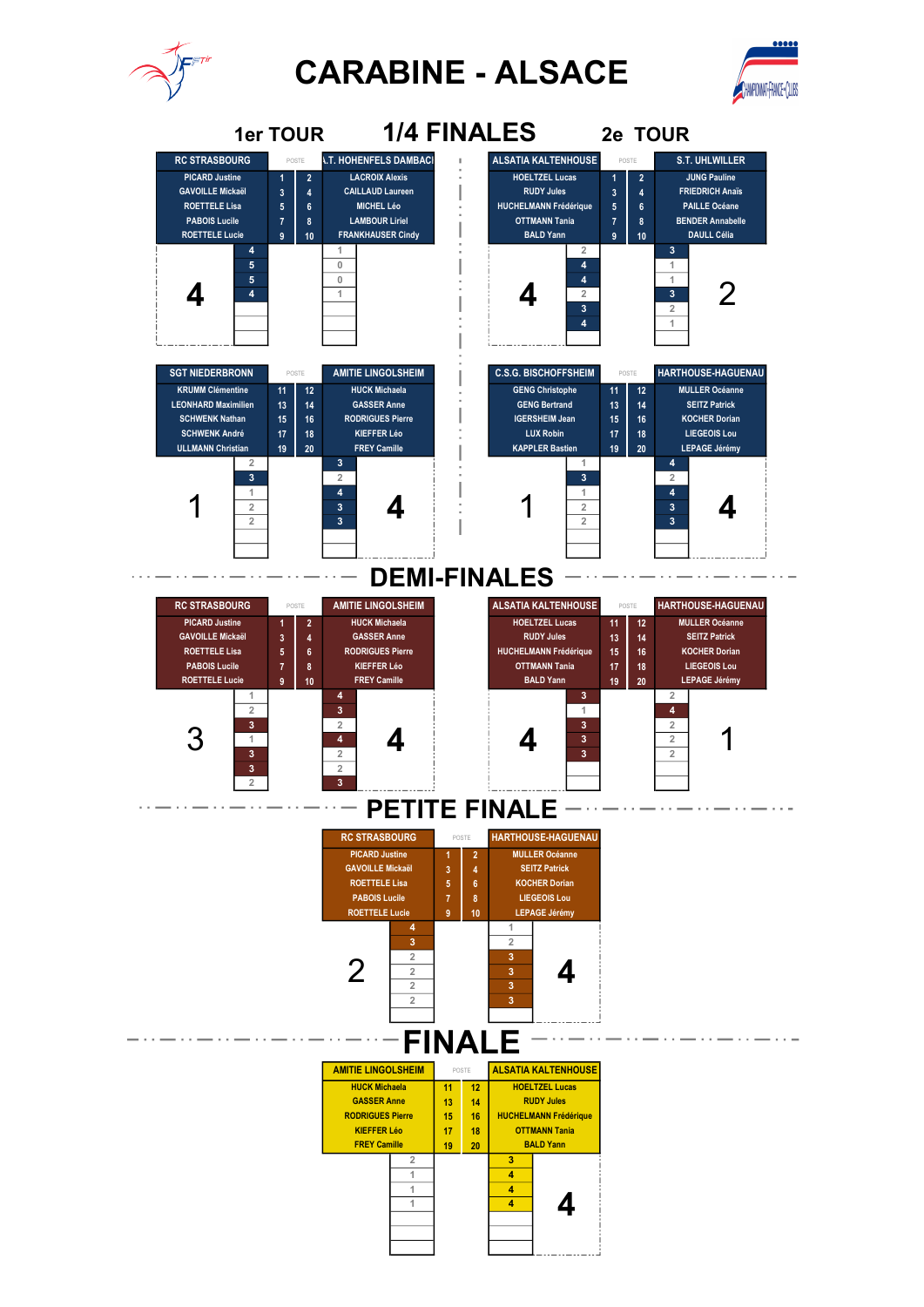# CARABINE - ALSACE

## 1/4 FINALES

### 1er TOUR

| RC STRASBOURG | POSTE | | A.T. HOHENFELS DAMBACH |
|---|---|---|---|
| PICARD Justine | 1 | 2 | LACROIX Alexis |
| GAVOILLE Mickaël | 3 | 4 | CAILLAUD Lauren |
| ROETTELE Lisa | 5 | 6 | MICHEL Léo |
| PABOIS Lucile | 7 | 8 | LAMBOUR Liriel |
| ROETTELE Lucie | 9 | 10 | FRANKHAUSER Cindy |

Scores: 4, 5, 5, 4 / 1, 0, 0, 1 — **4**

| SGT NIEDERBRONN | POSTE | | AMITIE LINGOLSHEIM |
|---|---|---|---|
| KRUMM Clémentine | 11 | 12 | HUCK Michaela |
| LEONHARD Maximilien | 13 | 14 | GASSER Anne |
| SCHWENK Nathan | 15 | 16 | RODRIGUES Pierre |
| SCHWENK André | 17 | 18 | KIEFFER Léo |
| ULLMANN Christian | 19 | 20 | FREY Camille |

Scores: 2, 3, 1, 2, 2 / 3, 2, 4, 3, 3 — **1** / **4**

### 2e TOUR

| ALSATIA KALTENHOUSE | POSTE | | S.T. UHLWILLER |
|---|---|---|---|
| HOELTZEL Lucas | 1 | 2 | JUNG Pauline |
| RUDY Jules | 3 | 4 | FRIEDRICH Anaïs |
| HUCHELMANN Frédérique | 5 | 6 | PAILLE Océane |
| OTTMANN Tania | 7 | 8 | BENDER Annabelle |
| BALD Yann | 9 | 10 | DAULL Célia |

Scores: 2, 4, 4, 2, 3, 4 / 3, 1, 1, 3, 2, 1 — **4** / **2**

| C.S.G. BISCHOFFSHEIM | POSTE | | HARTHOUSE-HAGUENAU |
|---|---|---|---|
| GENG Christophe | 11 | 12 | MULLER Océanne |
| GENG Bertrand | 13 | 14 | SEITZ Patrick |
| IGERSHEIM Jean | 15 | 16 | KOCHER Dorian |
| LUX Robin | 17 | 18 | LIEGEOIS Lou |
| KAPPLER Bastien | 19 | 20 | LEPAGE Jérémy |

Scores: 1, 3, 1, 2, 2 / 4, 2, 4, 3, 3 — **1** / **4**

## DEMI-FINALES

| RC STRASBOURG | POSTE | | AMITIE LINGOLSHEIM |
|---|---|---|---|
| PICARD Justine | 1 | 2 | HUCK Michaela |
| GAVOILLE Mickaël | 3 | 4 | GASSER Anne |
| ROETTELE Lisa | 5 | 6 | RODRIGUES Pierre |
| PABOIS Lucile | 7 | 8 | KIEFFER Léo |
| ROETTELE Lucie | 9 | 10 | FREY Camille |

Scores: 1, 2, 3, 1, 3, 3, 2 / 4, 3, 2, 4, 2, 2, 3 — **3** / **4**

| ALSATIA KALTENHOUSE | POSTE | | HARTHOUSE-HAGUENAU |
|---|---|---|---|
| HOELTZEL Lucas | 11 | 12 | MULLER Océanne |
| RUDY Jules | 13 | 14 | SEITZ Patrick |
| HUCHELMANN Frédérique | 15 | 16 | KOCHER Dorian |
| OTTMANN Tania | 17 | 18 | LIEGEOIS Lou |
| BALD Yann | 19 | 20 | LEPAGE Jérémy |

Scores: 3, 1, 3, 3, 3 / 2, 4, 2, 2, 2 — **4** / **1**

## PETITE FINALE

| RC STRASBOURG | POSTE | | HARTHOUSE-HAGUENAU |
|---|---|---|---|
| PICARD Justine | 1 | 2 | MULLER Océanne |
| GAVOILLE Mickaël | 3 | 4 | SEITZ Patrick |
| ROETTELE Lisa | 5 | 6 | KOCHER Dorian |
| PABOIS Lucile | 7 | 8 | LIEGEOIS Lou |
| ROETTELE Lucie | 9 | 10 | LEPAGE Jérémy |

Scores: 4, 3, 2, 2, 2, 2 / 1, 2, 3, 3, 3, 3 — **2** / **4**

## FINALE

| AMITIE LINGOLSHEIM | POSTE | | ALSATIA KALTENHOUSE |
|---|---|---|---|
| HUCK Michaela | 11 | 12 | HOELTZEL Lucas |
| GASSER Anne | 13 | 14 | RUDY Jules |
| RODRIGUES Pierre | 15 | 16 | HUCHELMANN Frédérique |
| KIEFFER Léo | 17 | 18 | OTTMANN Tania |
| FREY Camille | 19 | 20 | BALD Yann |

Scores: 2, 1, 1, 1 / 3, 4, 4, 4 — **4**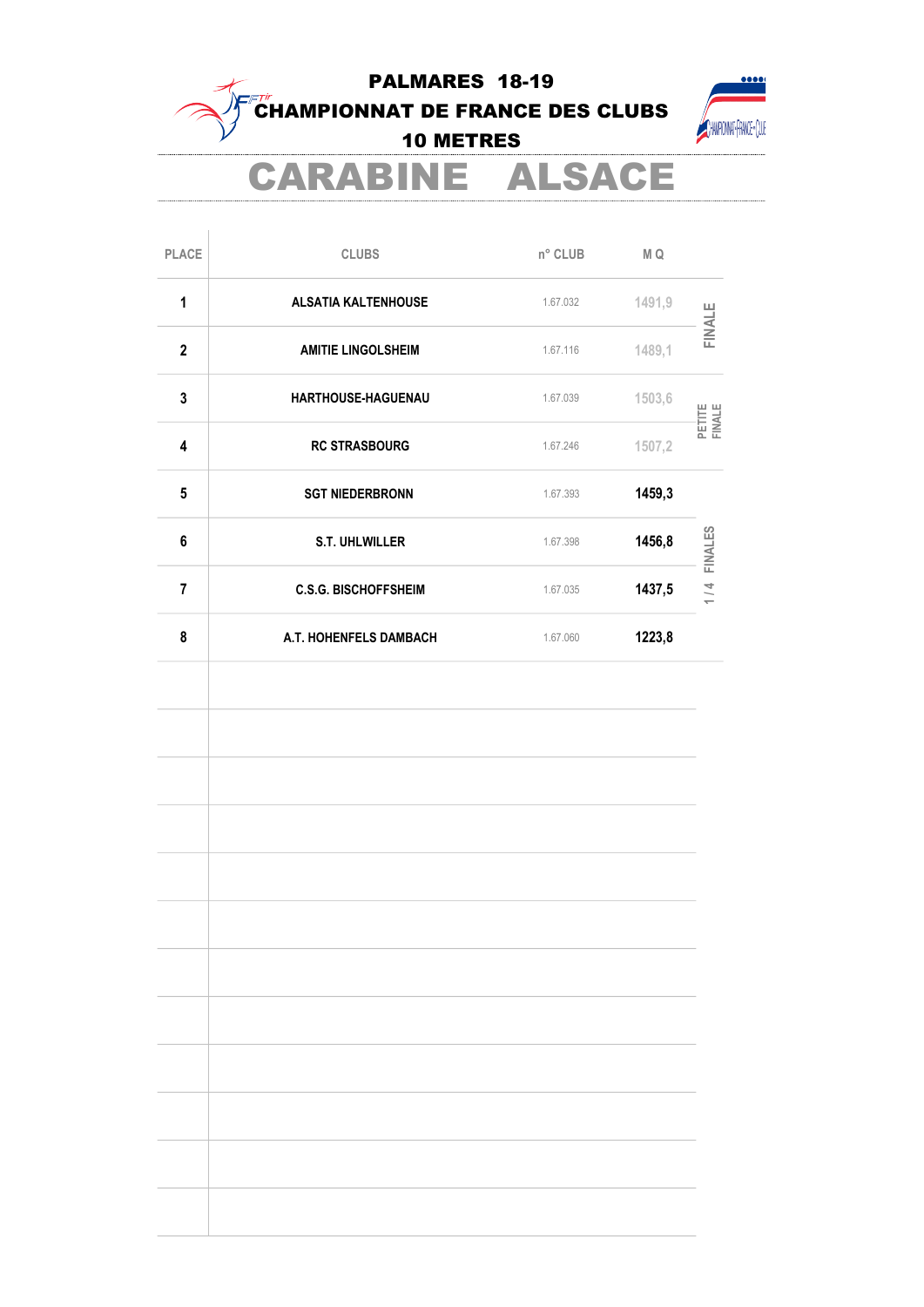# PALMARES 18-19
## CHAMPIONNAT DE FRANCE DES CLUBS
## 10 METRES

# CARABINE ALSACE

| PLACE | CLUBS | n° CLUB | M Q | |
|---|---|---|---|---|
| 1 | ALSATIA KALTENHOUSE | 1.67.032 | 1491,9 | FINALE |
| 2 | AMITIE LINGOLSHEIM | 1.67.116 | 1489,1 | |
| 3 | HARTHOUSE-HAGUENAU | 1.67.039 | 1503,6 | PETITE FINALE |
| 4 | RC STRASBOURG | 1.67.246 | 1507,2 | |
| 5 | SGT NIEDERBRONN | 1.67.393 | 1459,3 | 1 / 4 FINALES |
| 6 | S.T. UHLWILLER | 1.67.398 | 1456,8 | |
| 7 | C.S.G. BISCHOFFSHEIM | 1.67.035 | 1437,5 | |
| 8 | A.T. HOHENFELS DAMBACH | 1.67.060 | 1223,8 | |